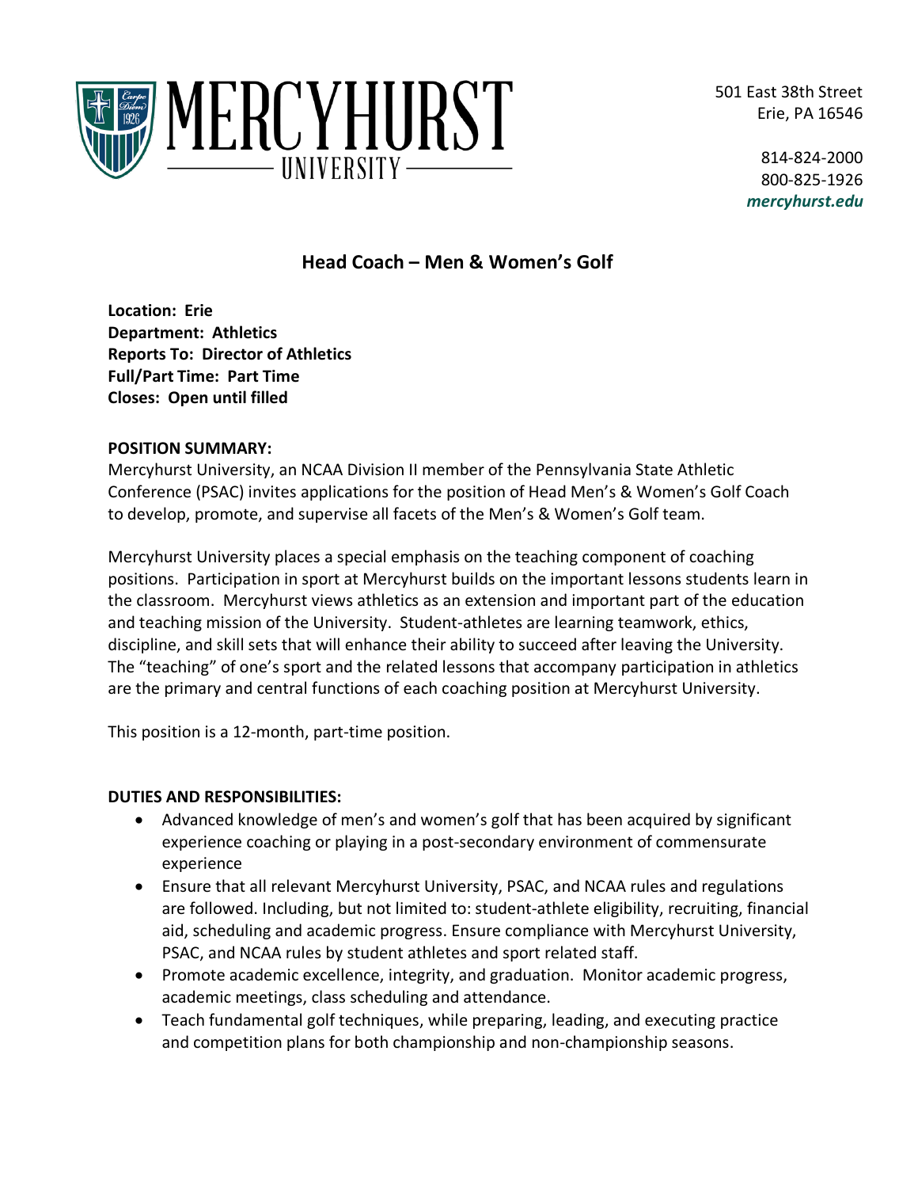MERCYHURST UNIVERSITY

501 East 38th Street
Erie, PA 16546

814-824-2000
800-825-1926
*mercyhurst.edu*

# Head Coach – Men & Women's Golf

**Location: Erie**
**Department: Athletics**
**Reports To: Director of Athletics**
**Full/Part Time: Part Time**
**Closes: Open until filled**

**POSITION SUMMARY:**

Mercyhurst University, an NCAA Division II member of the Pennsylvania State Athletic Conference (PSAC) invites applications for the position of Head Men's & Women's Golf Coach to develop, promote, and supervise all facets of the Men's & Women's Golf team.

Mercyhurst University places a special emphasis on the teaching component of coaching positions. Participation in sport at Mercyhurst builds on the important lessons students learn in the classroom. Mercyhurst views athletics as an extension and important part of the education and teaching mission of the University. Student-athletes are learning teamwork, ethics, discipline, and skill sets that will enhance their ability to succeed after leaving the University. The "teaching" of one's sport and the related lessons that accompany participation in athletics are the primary and central functions of each coaching position at Mercyhurst University.

This position is a 12-month, part-time position.

**DUTIES AND RESPONSIBILITIES:**

- Advanced knowledge of men's and women's golf that has been acquired by significant experience coaching or playing in a post-secondary environment of commensurate experience
- Ensure that all relevant Mercyhurst University, PSAC, and NCAA rules and regulations are followed. Including, but not limited to: student-athlete eligibility, recruiting, financial aid, scheduling and academic progress. Ensure compliance with Mercyhurst University, PSAC, and NCAA rules by student athletes and sport related staff.
- Promote academic excellence, integrity, and graduation. Monitor academic progress, academic meetings, class scheduling and attendance.
- Teach fundamental golf techniques, while preparing, leading, and executing practice and competition plans for both championship and non-championship seasons.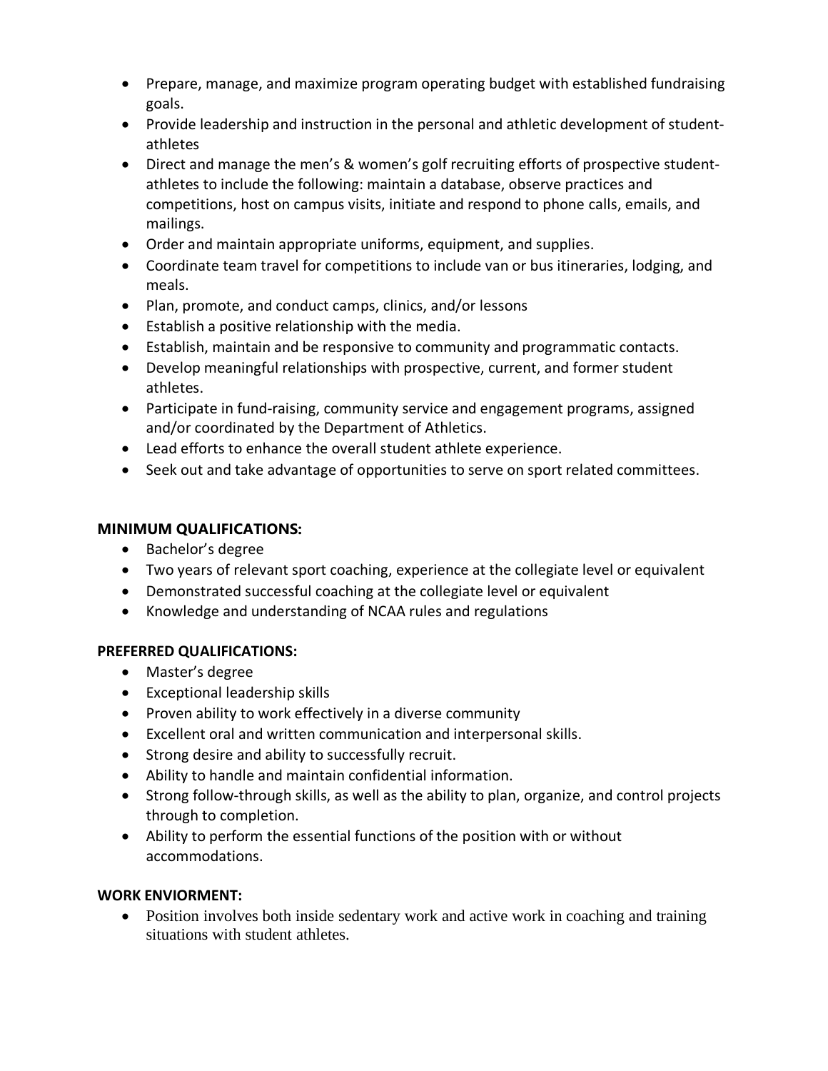- Prepare, manage, and maximize program operating budget with established fundraising goals.
- Provide leadership and instruction in the personal and athletic development of student-athletes
- Direct and manage the men's & women's golf recruiting efforts of prospective student-athletes to include the following: maintain a database, observe practices and competitions, host on campus visits, initiate and respond to phone calls, emails, and mailings.
- Order and maintain appropriate uniforms, equipment, and supplies.
- Coordinate team travel for competitions to include van or bus itineraries, lodging, and meals.
- Plan, promote, and conduct camps, clinics, and/or lessons
- Establish a positive relationship with the media.
- Establish, maintain and be responsive to community and programmatic contacts.
- Develop meaningful relationships with prospective, current, and former student athletes.
- Participate in fund-raising, community service and engagement programs, assigned and/or coordinated by the Department of Athletics.
- Lead efforts to enhance the overall student athlete experience.
- Seek out and take advantage of opportunities to serve on sport related committees.

**MINIMUM QUALIFICATIONS:**

- Bachelor's degree
- Two years of relevant sport coaching, experience at the collegiate level or equivalent
- Demonstrated successful coaching at the collegiate level or equivalent
- Knowledge and understanding of NCAA rules and regulations

**PREFERRED QUALIFICATIONS:**

- Master's degree
- Exceptional leadership skills
- Proven ability to work effectively in a diverse community
- Excellent oral and written communication and interpersonal skills.
- Strong desire and ability to successfully recruit.
- Ability to handle and maintain confidential information.
- Strong follow-through skills, as well as the ability to plan, organize, and control projects through to completion.
- Ability to perform the essential functions of the position with or without accommodations.

**WORK ENVIORMENT:**

- Position involves both inside sedentary work and active work in coaching and training situations with student athletes.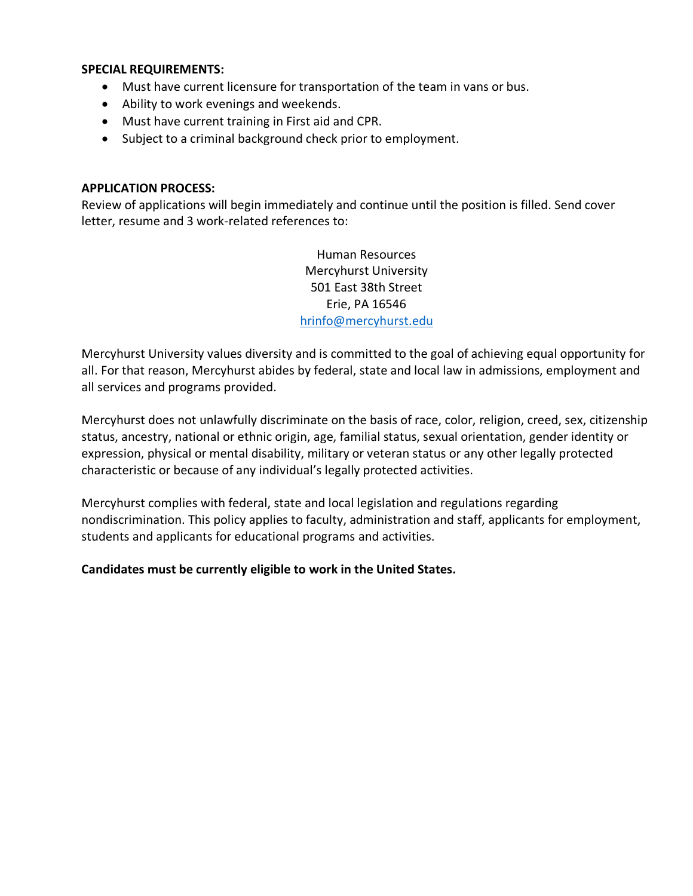**SPECIAL REQUIREMENTS:**

- Must have current licensure for transportation of the team in vans or bus.
- Ability to work evenings and weekends.
- Must have current training in First aid and CPR.
- Subject to a criminal background check prior to employment.

**APPLICATION PROCESS:**

Review of applications will begin immediately and continue until the position is filled. Send cover letter, resume and 3 work-related references to:

Human Resources
Mercyhurst University
501 East 38th Street
Erie, PA 16546
hrinfo@mercyhurst.edu

Mercyhurst University values diversity and is committed to the goal of achieving equal opportunity for all. For that reason, Mercyhurst abides by federal, state and local law in admissions, employment and all services and programs provided.

Mercyhurst does not unlawfully discriminate on the basis of race, color, religion, creed, sex, citizenship status, ancestry, national or ethnic origin, age, familial status, sexual orientation, gender identity or expression, physical or mental disability, military or veteran status or any other legally protected characteristic or because of any individual's legally protected activities.

Mercyhurst complies with federal, state and local legislation and regulations regarding nondiscrimination. This policy applies to faculty, administration and staff, applicants for employment, students and applicants for educational programs and activities.

**Candidates must be currently eligible to work in the United States.**